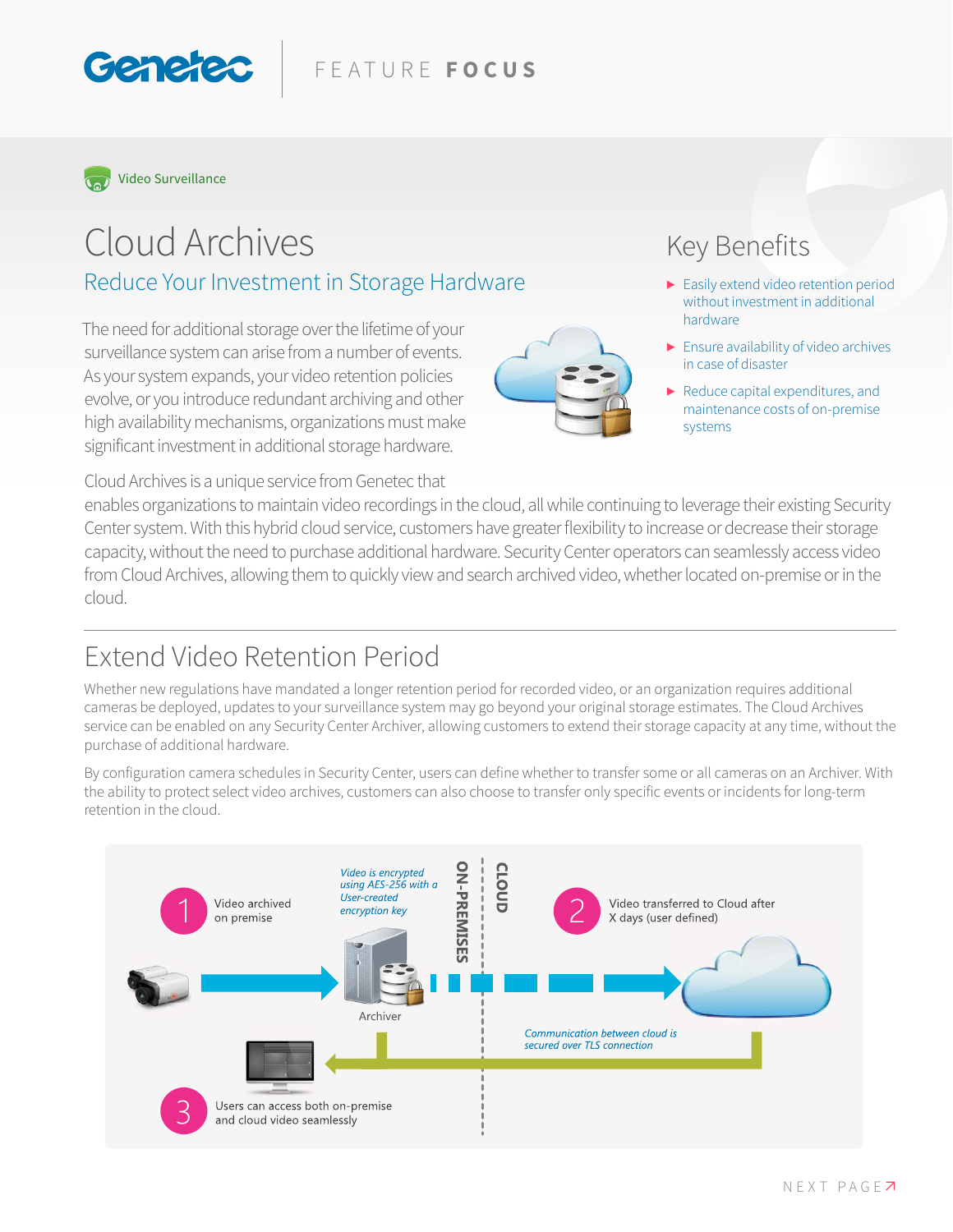Genetec | FEATURE **FOCUS**

Video Surveillance

# Cloud Archives

## Reduce Your Investment in Storage Hardware

The need for additional storage over the lifetime of your surveillance system can arise from a number of events. As your system expands, your video retention policies evolve, or you introduce redundant archiving and other high availability mechanisms, organizations must make significant investment in additional storage hardware.

Cloud Archives is a unique service from Genetec that enables organizations to maintain video recordings in the cloud, all while continuing to leverage their existing Security Center system. With this hybrid cloud service, customers have greater flexibility to increase or decrease their storage capacity, without the need to purchase additional hardware. Security Center operators can seamlessly access video from Cloud Archives, allowing them to quickly view and search archived video, whether located on-premise or in the cloud.

### Key Benefits

- Easily extend video retention period without investment in additional hardware
- Ensure availability of video archives in case of disaster
- Reduce capital expenditures, and maintenance costs of on-premise systems

## Extend Video Retention Period

Whether new regulations have mandated a longer retention period for recorded video, or an organization requires additional cameras be deployed, updates to your surveillance system may go beyond your original storage estimates. The Cloud Archives service can be enabled on any Security Center Archiver, allowing customers to extend their storage capacity at any time, without the purchase of additional hardware.

By configuration camera schedules in Security Center, users can define whether to transfer some or all cameras on an Archiver. With the ability to protect select video archives, customers can also choose to transfer only specific events or incidents for long-term retention in the cloud.

1 Video archived on premise

*Video is encrypted using AES-256 with a User-created encryption key*

Archiver

ON-PREMISES | CLOUD

2 Video transferred to Cloud after X days (user defined)

*Communication between cloud is secured over TLS connection*

3 Users can access both on-premise and cloud video seamlessly

NEXT PAGE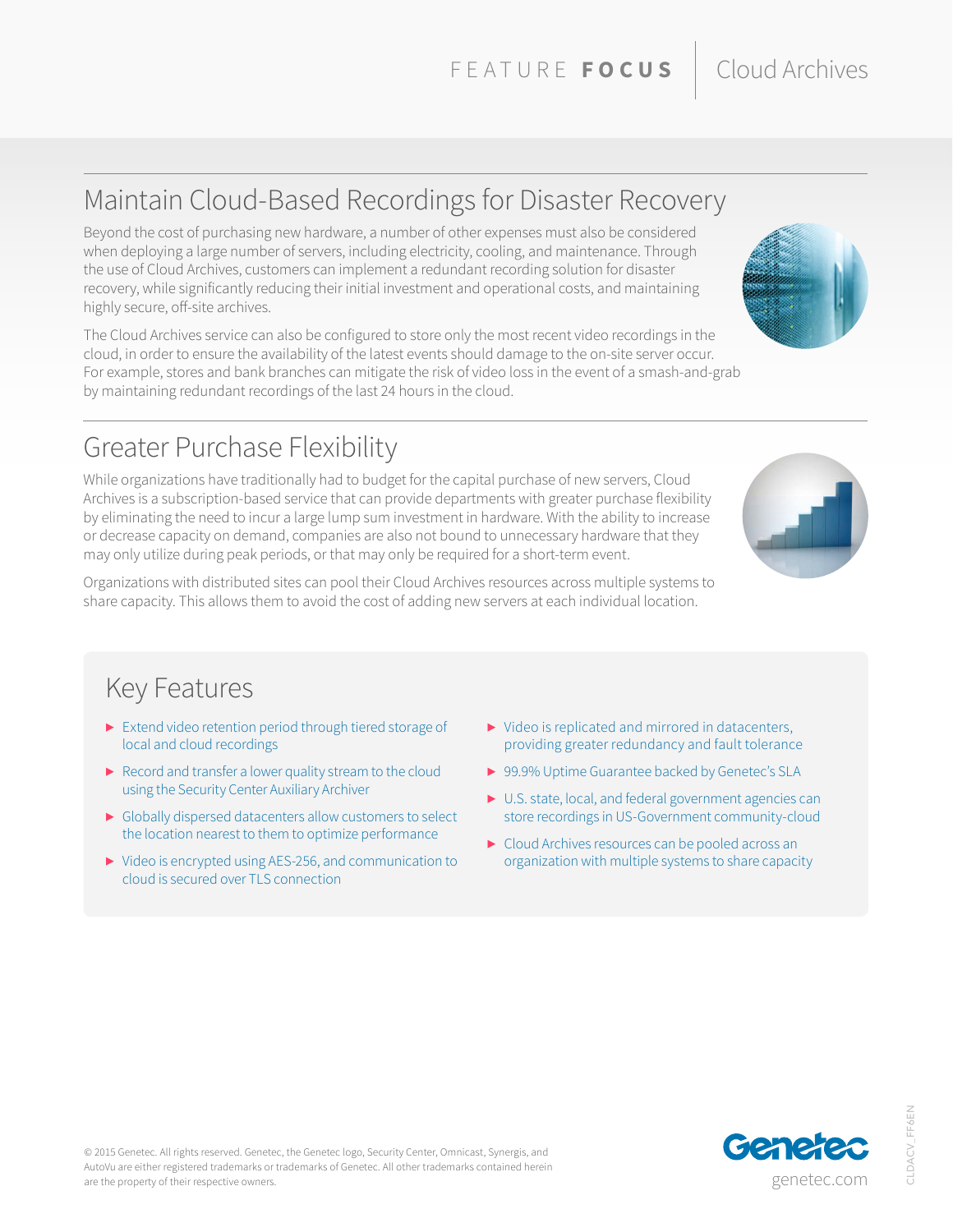## Maintain Cloud-Based Recordings for Disaster Recovery

Beyond the cost of purchasing new hardware, a number of other expenses must also be considered when deploying a large number of servers, including electricity, cooling, and maintenance. Through the use of Cloud Archives, customers can implement a redundant recording solution for disaster recovery, while significantly reducing their initial investment and operational costs, and maintaining highly secure, off-site archives.

The Cloud Archives service can also be configured to store only the most recent video recordings in the cloud, in order to ensure the availability of the latest events should damage to the on-site server occur. For example, stores and bank branches can mitigate the risk of video loss in the event of a smash-and-grab by maintaining redundant recordings of the last 24 hours in the cloud.

## Greater Purchase Flexibility

While organizations have traditionally had to budget for the capital purchase of new servers, Cloud Archives is a subscription-based service that can provide departments with greater purchase flexibility by eliminating the need to incur a large lump sum investment in hardware. With the ability to increase or decrease capacity on demand, companies are also not bound to unnecessary hardware that they may only utilize during peak periods, or that may only be required for a short-term event.

Organizations with distributed sites can pool their Cloud Archives resources across multiple systems to share capacity. This allows them to avoid the cost of adding new servers at each individual location.

## Key Features

- Extend video retention period through tiered storage of local and cloud recordings
- Record and transfer a lower quality stream to the cloud using the Security Center Auxiliary Archiver
- Globally dispersed datacenters allow customers to select the location nearest to them to optimize performance
- Video is encrypted using AES-256, and communication to cloud is secured over TLS connection
- Video is replicated and mirrored in datacenters, providing greater redundancy and fault tolerance
- 99.9% Uptime Guarantee backed by Genetec's SLA
- U.S. state, local, and federal government agencies can store recordings in US-Government community-cloud
- Cloud Archives resources can be pooled across an organization with multiple systems to share capacity

© 2015 Genetec. All rights reserved. Genetec, the Genetec logo, Security Center, Omnicast, Synergis, and AutoVu are either registered trademarks or trademarks of Genetec. All other trademarks contained herein are the property of their respective owners.

Genetec

genetec.com

CLDACV_FF6EN